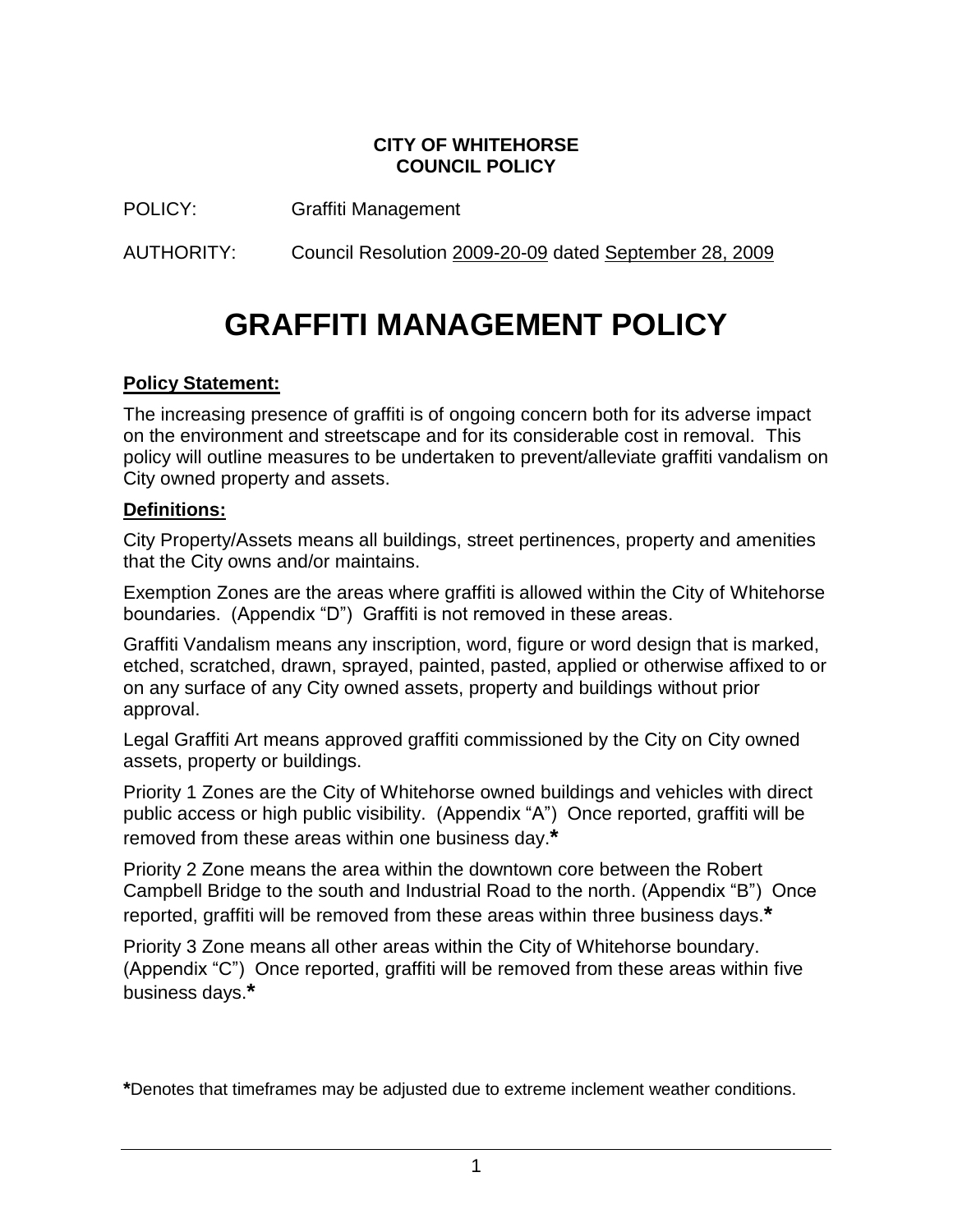**CITY OF WHITEHORSE**
**COUNCIL POLICY**

POLICY: Graffiti Management

AUTHORITY: Council Resolution 2009-20-09 dated September 28, 2009

# GRAFFITI MANAGEMENT POLICY

## Policy Statement:

The increasing presence of graffiti is of ongoing concern both for its adverse impact on the environment and streetscape and for its considerable cost in removal. This policy will outline measures to be undertaken to prevent/alleviate graffiti vandalism on City owned property and assets.

## Definitions:

City Property/Assets means all buildings, street pertinences, property and amenities that the City owns and/or maintains.

Exemption Zones are the areas where graffiti is allowed within the City of Whitehorse boundaries. (Appendix "D") Graffiti is not removed in these areas.

Graffiti Vandalism means any inscription, word, figure or word design that is marked, etched, scratched, drawn, sprayed, painted, pasted, applied or otherwise affixed to or on any surface of any City owned assets, property and buildings without prior approval.

Legal Graffiti Art means approved graffiti commissioned by the City on City owned assets, property or buildings.

Priority 1 Zones are the City of Whitehorse owned buildings and vehicles with direct public access or high public visibility. (Appendix "A") Once reported, graffiti will be removed from these areas within one business day.**\***

Priority 2 Zone means the area within the downtown core between the Robert Campbell Bridge to the south and Industrial Road to the north. (Appendix "B") Once reported, graffiti will be removed from these areas within three business days.**\***

Priority 3 Zone means all other areas within the City of Whitehorse boundary. (Appendix "C") Once reported, graffiti will be removed from these areas within five business days.**\***

**\***Denotes that timeframes may be adjusted due to extreme inclement weather conditions.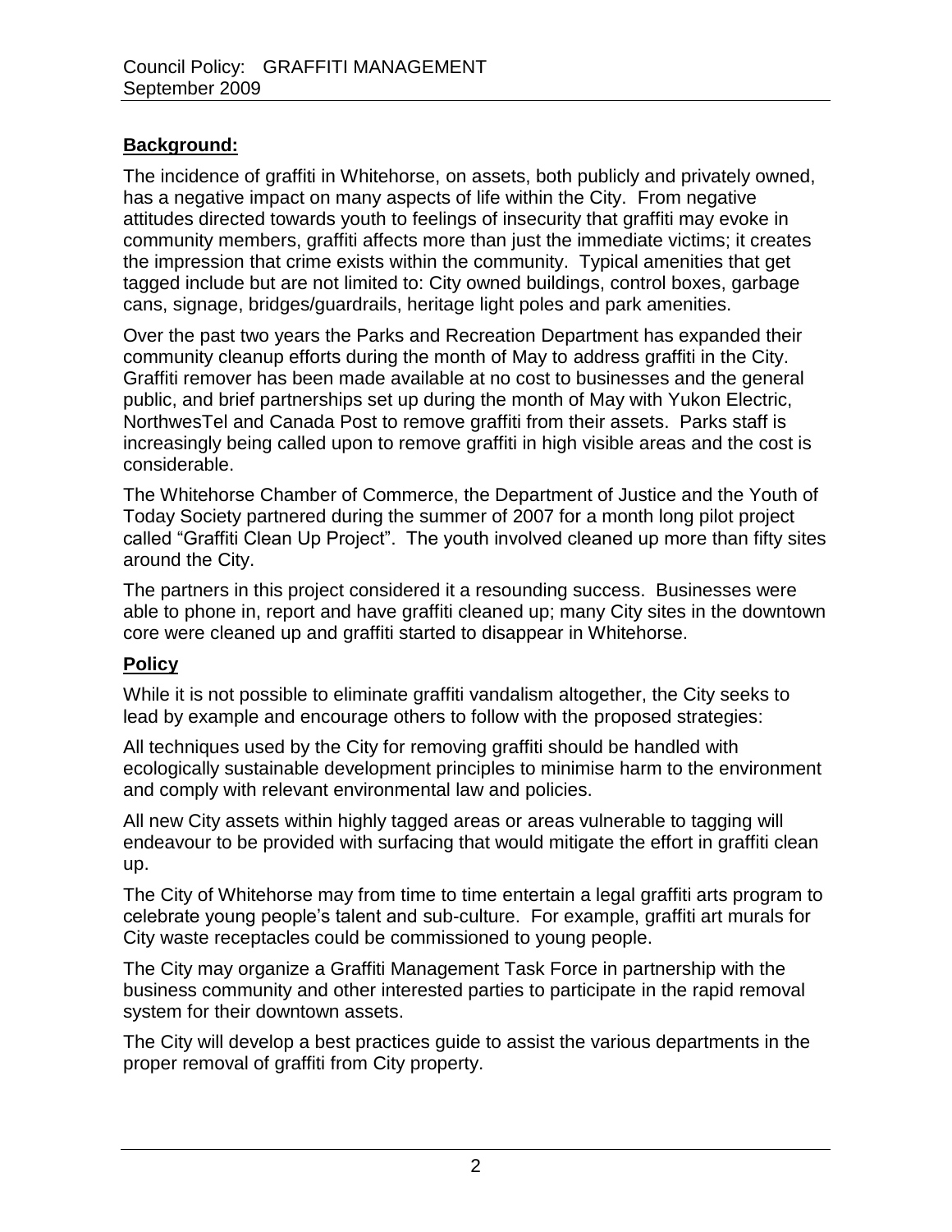## Background:

The incidence of graffiti in Whitehorse, on assets, both publicly and privately owned, has a negative impact on many aspects of life within the City. From negative attitudes directed towards youth to feelings of insecurity that graffiti may evoke in community members, graffiti affects more than just the immediate victims; it creates the impression that crime exists within the community. Typical amenities that get tagged include but are not limited to: City owned buildings, control boxes, garbage cans, signage, bridges/guardrails, heritage light poles and park amenities.

Over the past two years the Parks and Recreation Department has expanded their community cleanup efforts during the month of May to address graffiti in the City. Graffiti remover has been made available at no cost to businesses and the general public, and brief partnerships set up during the month of May with Yukon Electric, NorthwesTel and Canada Post to remove graffiti from their assets. Parks staff is increasingly being called upon to remove graffiti in high visible areas and the cost is considerable.

The Whitehorse Chamber of Commerce, the Department of Justice and the Youth of Today Society partnered during the summer of 2007 for a month long pilot project called "Graffiti Clean Up Project". The youth involved cleaned up more than fifty sites around the City.

The partners in this project considered it a resounding success. Businesses were able to phone in, report and have graffiti cleaned up; many City sites in the downtown core were cleaned up and graffiti started to disappear in Whitehorse.

## Policy

While it is not possible to eliminate graffiti vandalism altogether, the City seeks to lead by example and encourage others to follow with the proposed strategies:

All techniques used by the City for removing graffiti should be handled with ecologically sustainable development principles to minimise harm to the environment and comply with relevant environmental law and policies.

All new City assets within highly tagged areas or areas vulnerable to tagging will endeavour to be provided with surfacing that would mitigate the effort in graffiti clean up.

The City of Whitehorse may from time to time entertain a legal graffiti arts program to celebrate young people's talent and sub-culture. For example, graffiti art murals for City waste receptacles could be commissioned to young people.

The City may organize a Graffiti Management Task Force in partnership with the business community and other interested parties to participate in the rapid removal system for their downtown assets.

The City will develop a best practices guide to assist the various departments in the proper removal of graffiti from City property.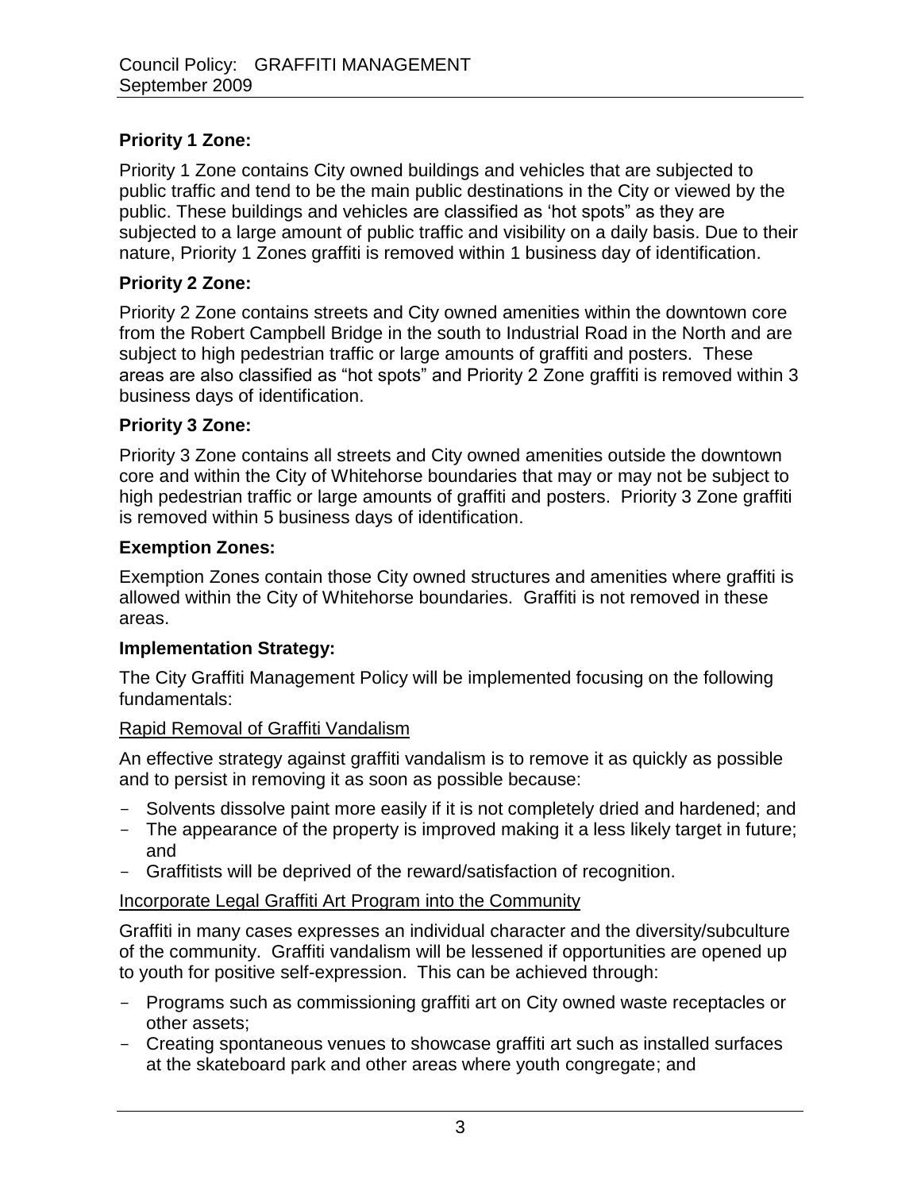**Priority 1 Zone:**

Priority 1 Zone contains City owned buildings and vehicles that are subjected to public traffic and tend to be the main public destinations in the City or viewed by the public. These buildings and vehicles are classified as 'hot spots" as they are subjected to a large amount of public traffic and visibility on a daily basis. Due to their nature, Priority 1 Zones graffiti is removed within 1 business day of identification.

**Priority 2 Zone:**

Priority 2 Zone contains streets and City owned amenities within the downtown core from the Robert Campbell Bridge in the south to Industrial Road in the North and are subject to high pedestrian traffic or large amounts of graffiti and posters. These areas are also classified as "hot spots" and Priority 2 Zone graffiti is removed within 3 business days of identification.

**Priority 3 Zone:**

Priority 3 Zone contains all streets and City owned amenities outside the downtown core and within the City of Whitehorse boundaries that may or may not be subject to high pedestrian traffic or large amounts of graffiti and posters. Priority 3 Zone graffiti is removed within 5 business days of identification.

**Exemption Zones:**

Exemption Zones contain those City owned structures and amenities where graffiti is allowed within the City of Whitehorse boundaries. Graffiti is not removed in these areas.

**Implementation Strategy:**

The City Graffiti Management Policy will be implemented focusing on the following fundamentals:

<u>Rapid Removal of Graffiti Vandalism</u>

An effective strategy against graffiti vandalism is to remove it as quickly as possible and to persist in removing it as soon as possible because:

- Solvents dissolve paint more easily if it is not completely dried and hardened; and
- The appearance of the property is improved making it a less likely target in future; and
- Graffitists will be deprived of the reward/satisfaction of recognition.

<u>Incorporate Legal Graffiti Art Program into the Community</u>

Graffiti in many cases expresses an individual character and the diversity/subculture of the community. Graffiti vandalism will be lessened if opportunities are opened up to youth for positive self-expression. This can be achieved through:

- Programs such as commissioning graffiti art on City owned waste receptacles or other assets;
- Creating spontaneous venues to showcase graffiti art such as installed surfaces at the skateboard park and other areas where youth congregate; and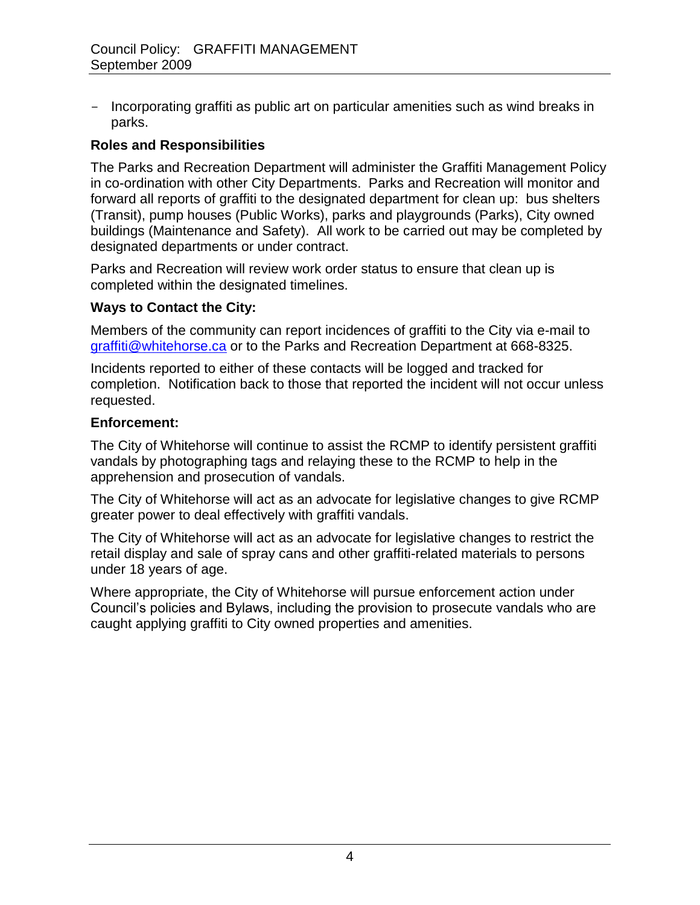- Incorporating graffiti as public art on particular amenities such as wind breaks in parks.

**Roles and Responsibilities**

The Parks and Recreation Department will administer the Graffiti Management Policy in co-ordination with other City Departments. Parks and Recreation will monitor and forward all reports of graffiti to the designated department for clean up: bus shelters (Transit), pump houses (Public Works), parks and playgrounds (Parks), City owned buildings (Maintenance and Safety). All work to be carried out may be completed by designated departments or under contract.

Parks and Recreation will review work order status to ensure that clean up is completed within the designated timelines.

**Ways to Contact the City:**

Members of the community can report incidences of graffiti to the City via e-mail to graffiti@whitehorse.ca or to the Parks and Recreation Department at 668-8325.

Incidents reported to either of these contacts will be logged and tracked for completion. Notification back to those that reported the incident will not occur unless requested.

**Enforcement:**

The City of Whitehorse will continue to assist the RCMP to identify persistent graffiti vandals by photographing tags and relaying these to the RCMP to help in the apprehension and prosecution of vandals.

The City of Whitehorse will act as an advocate for legislative changes to give RCMP greater power to deal effectively with graffiti vandals.

The City of Whitehorse will act as an advocate for legislative changes to restrict the retail display and sale of spray cans and other graffiti-related materials to persons under 18 years of age.

Where appropriate, the City of Whitehorse will pursue enforcement action under Council's policies and Bylaws, including the provision to prosecute vandals who are caught applying graffiti to City owned properties and amenities.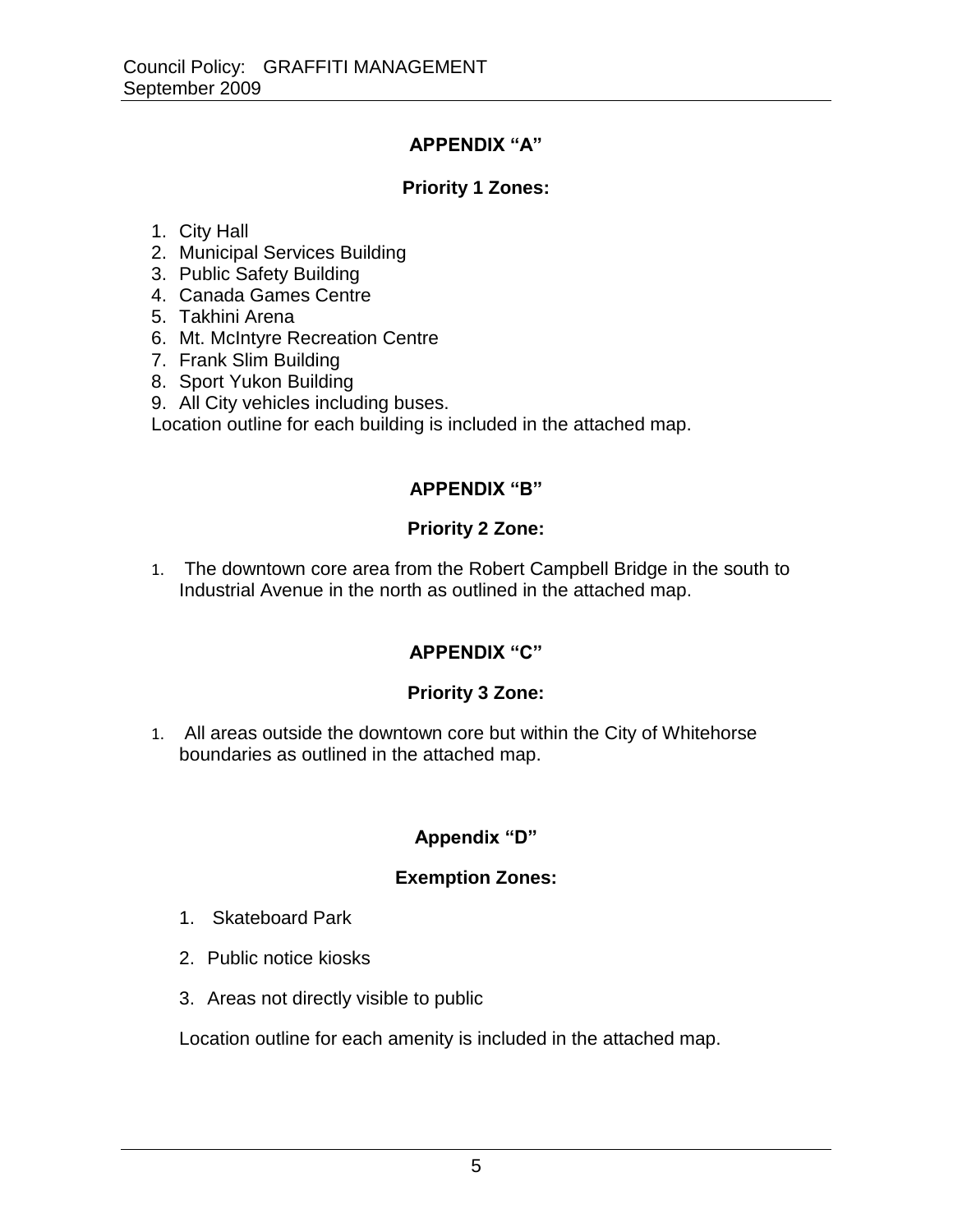## APPENDIX "A"

### Priority 1 Zones:

1. City Hall
2. Municipal Services Building
3. Public Safety Building
4. Canada Games Centre
5. Takhini Arena
6. Mt. McIntyre Recreation Centre
7. Frank Slim Building
8. Sport Yukon Building
9. All City vehicles including buses.

Location outline for each building is included in the attached map.

## APPENDIX "B"

### Priority 2 Zone:

1. The downtown core area from the Robert Campbell Bridge in the south to Industrial Avenue in the north as outlined in the attached map.

## APPENDIX "C"

### Priority 3 Zone:

1. All areas outside the downtown core but within the City of Whitehorse boundaries as outlined in the attached map.

## Appendix "D"

### Exemption Zones:

1. Skateboard Park
2. Public notice kiosks
3. Areas not directly visible to public

Location outline for each amenity is included in the attached map.